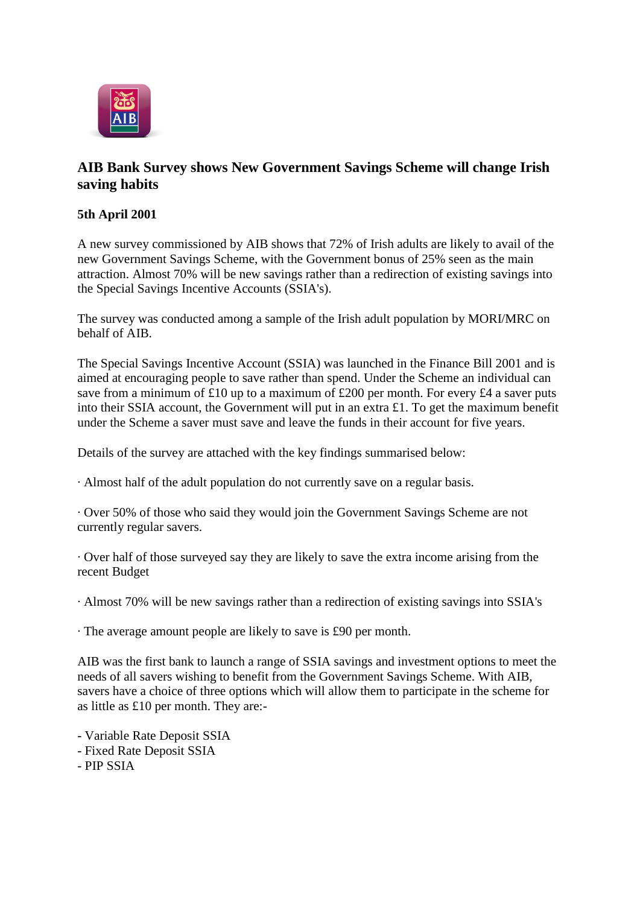## AIB Bank Survey shows New Government Savings Scheme will change Irish saving habits

**5th April 2001**

A new survey commissioned by AIB shows that 72% of Irish adults are likely to avail of the new Government Savings Scheme, with the Government bonus of 25% seen as the main attraction. Almost 70% will be new savings rather than a redirection of existing savings into the Special Savings Incentive Accounts (SSIA's).

The survey was conducted among a sample of the Irish adult population by MORI/MRC on behalf of AIB.

The Special Savings Incentive Account (SSIA) was launched in the Finance Bill 2001 and is aimed at encouraging people to save rather than spend. Under the Scheme an individual can save from a minimum of £10 up to a maximum of £200 per month. For every £4 a saver puts into their SSIA account, the Government will put in an extra £1. To get the maximum benefit under the Scheme a saver must save and leave the funds in their account for five years.

Details of the survey are attached with the key findings summarised below:

· Almost half of the adult population do not currently save on a regular basis.

· Over 50% of those who said they would join the Government Savings Scheme are not currently regular savers.

· Over half of those surveyed say they are likely to save the extra income arising from the recent Budget

· Almost 70% will be new savings rather than a redirection of existing savings into SSIA's

· The average amount people are likely to save is £90 per month.

AIB was the first bank to launch a range of SSIA savings and investment options to meet the needs of all savers wishing to benefit from the Government Savings Scheme. With AIB, savers have a choice of three options which will allow them to participate in the scheme for as little as £10 per month. They are:-

- Variable Rate Deposit SSIA
- Fixed Rate Deposit SSIA
- PIP SSIA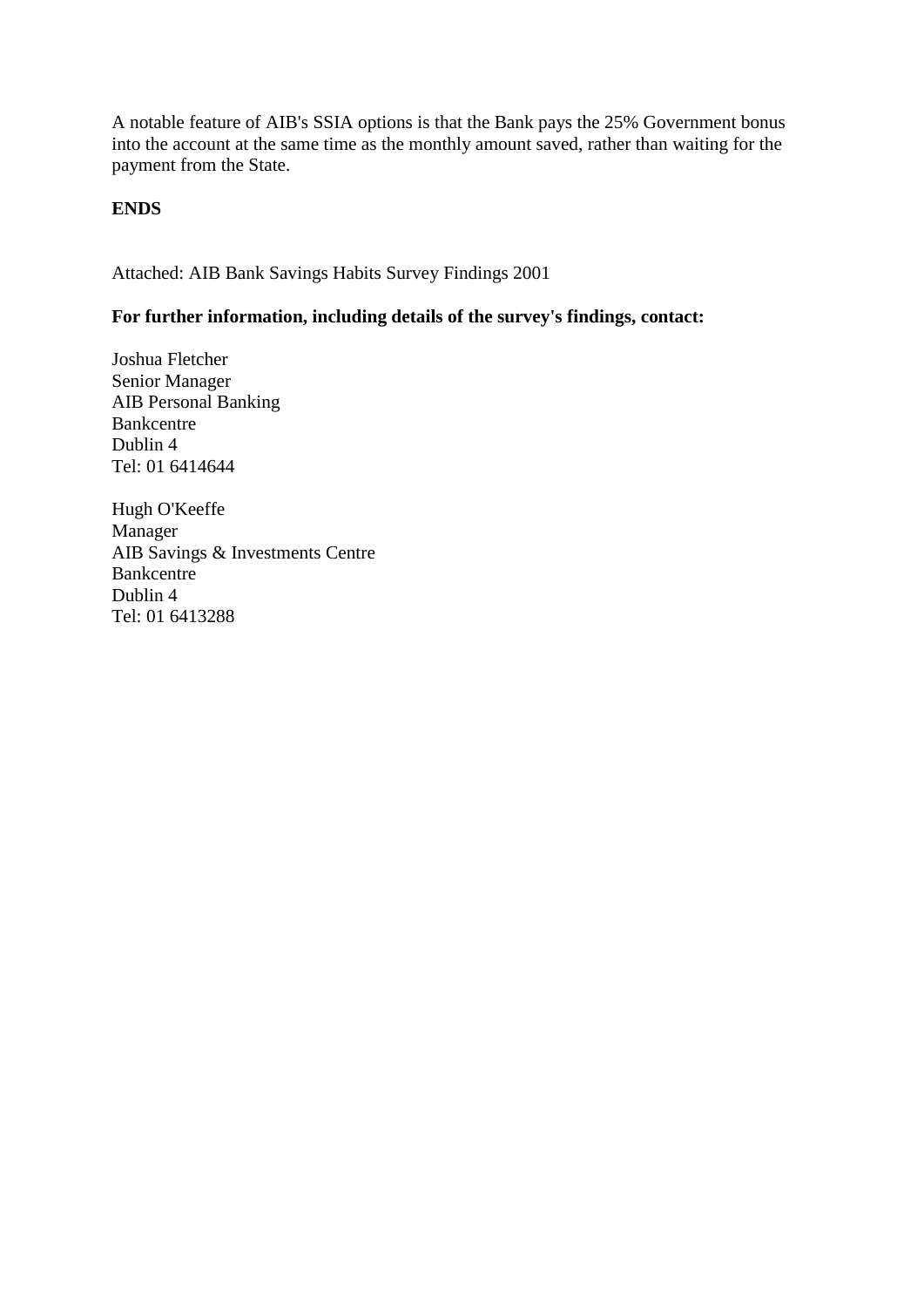A notable feature of AIB's SSIA options is that the Bank pays the 25% Government bonus into the account at the same time as the monthly amount saved, rather than waiting for the payment from the State.

**ENDS**

Attached: AIB Bank Savings Habits Survey Findings 2001

**For further information, including details of the survey's findings, contact:**

Joshua Fletcher  
Senior Manager  
AIB Personal Banking  
Bankcentre  
Dublin 4  
Tel: 01 6414644

Hugh O'Keeffe  
Manager  
AIB Savings & Investments Centre  
Bankcentre  
Dublin 4  
Tel: 01 6413288